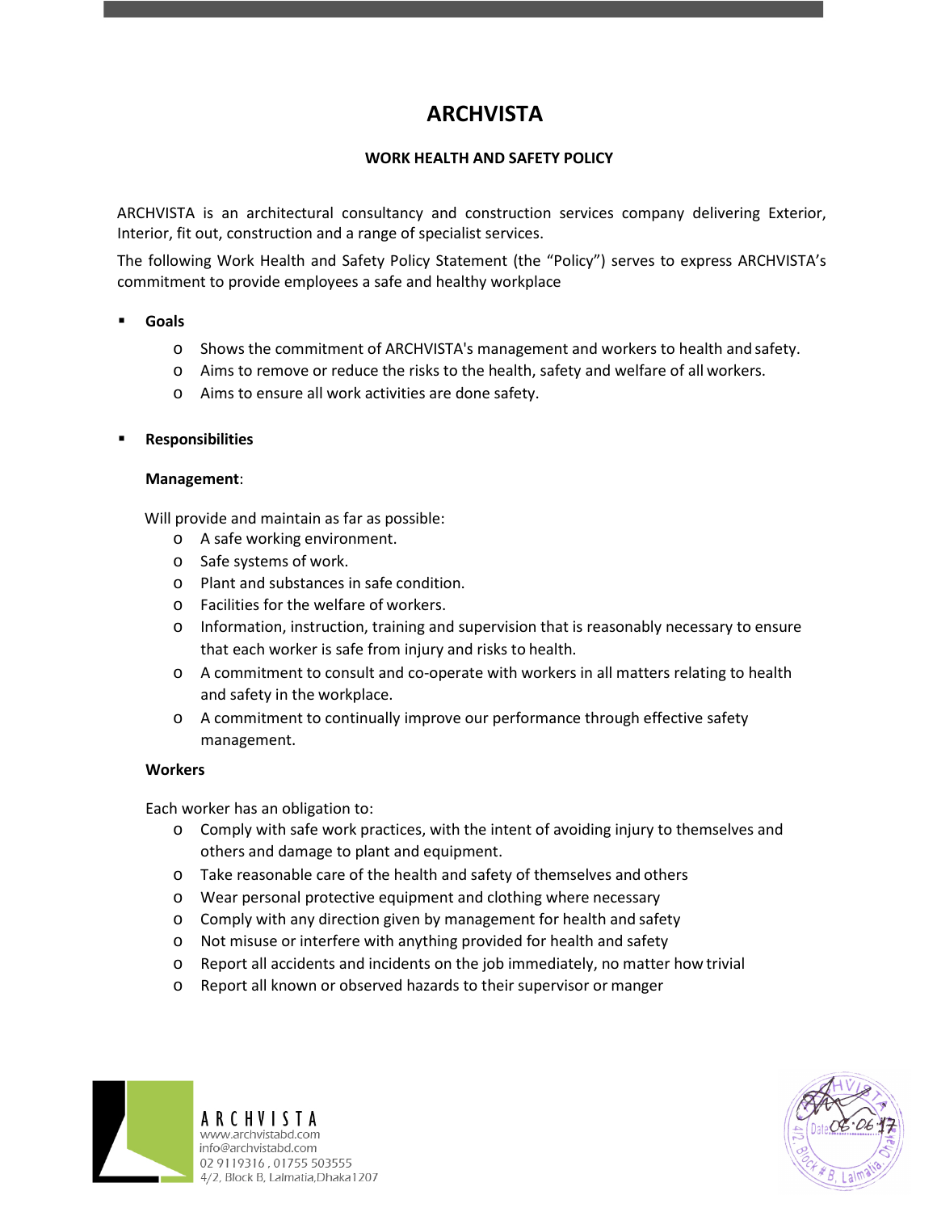# ARCHVISTA

## WORK HEALTH AND SAFETY POLICY

ARCHVISTA is an architectural consultancy and construction services company delivering Exterior, Interior, fit out, construction and a range of specialist services.

The following Work Health and Safety Policy Statement (the "Policy") serves to express ARCHVISTA's commitment to provide employees a safe and healthy workplace

- **Goals**
  - Shows the commitment of ARCHVISTA's management and workers to health and safety.
  - Aims to remove or reduce the risks to the health, safety and welfare of all workers.
  - Aims to ensure all work activities are done safety.

- **Responsibilities**

  **Management**:

  Will provide and maintain as far as possible:
  - A safe working environment.
  - Safe systems of work.
  - Plant and substances in safe condition.
  - Facilities for the welfare of workers.
  - Information, instruction, training and supervision that is reasonably necessary to ensure that each worker is safe from injury and risks to health.
  - A commitment to consult and co-operate with workers in all matters relating to health and safety in the workplace.
  - A commitment to continually improve our performance through effective safety management.

  **Workers**

  Each worker has an obligation to:
  - Comply with safe work practices, with the intent of avoiding injury to themselves and others and damage to plant and equipment.
  - Take reasonable care of the health and safety of themselves and others
  - Wear personal protective equipment and clothing where necessary
  - Comply with any direction given by management for health and safety
  - Not misuse or interfere with anything provided for health and safety
  - Report all accidents and incidents on the job immediately, no matter how trivial
  - Report all known or observed hazards to their supervisor or manger

ARCHVISTA
www.archvistabd.com
info@archvistabd.com
02 9119316 , 01755 503555
4/2, Block B, Lalmatia,Dhaka1207

Date 06.06.17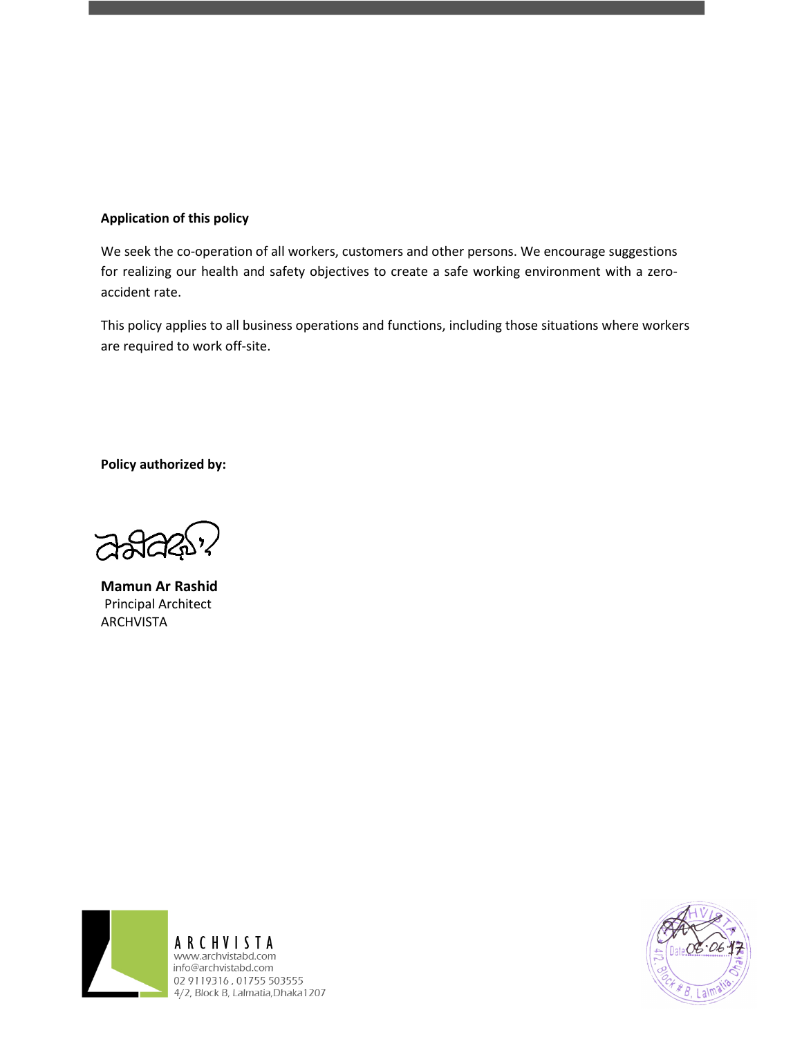**Application of this policy**

We seek the co-operation of all workers, customers and other persons. We encourage suggestions for realizing our health and safety objectives to create a safe working environment with a zero-accident rate.

This policy applies to all business operations and functions, including those situations where workers are required to work off-site.

**Policy authorized by:**

**Mamun Ar Rashid**
Principal Architect
ARCHVISTA

ARCHVISTA
www.archvistabd.com
info@archvistabd.com
02 9119316 , 01755 503555
4/2, Block B, Lalmatia,Dhaka1207